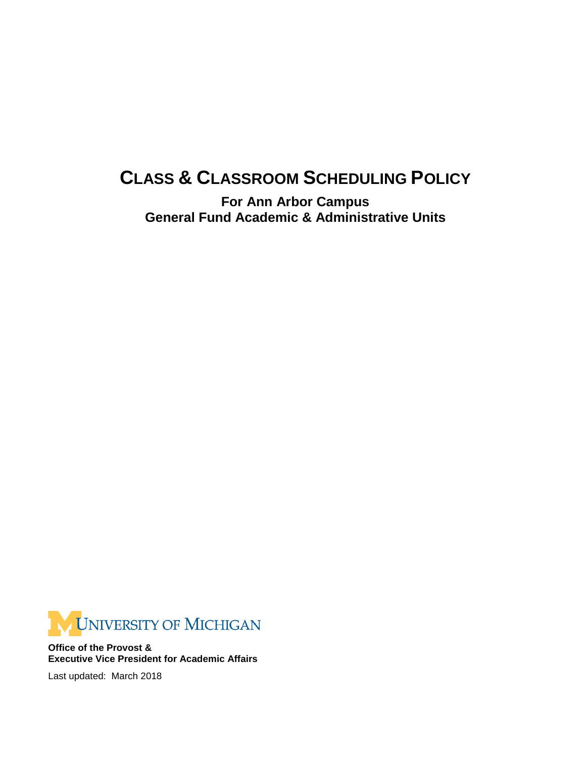# CLASS & CLASSROOM SCHEDULING POLICY

**For Ann Arbor Campus**
**General Fund Academic & Administrative Units**

UNIVERSITY OF MICHIGAN

**Office of the Provost &**
**Executive Vice President for Academic Affairs**

Last updated: March 2018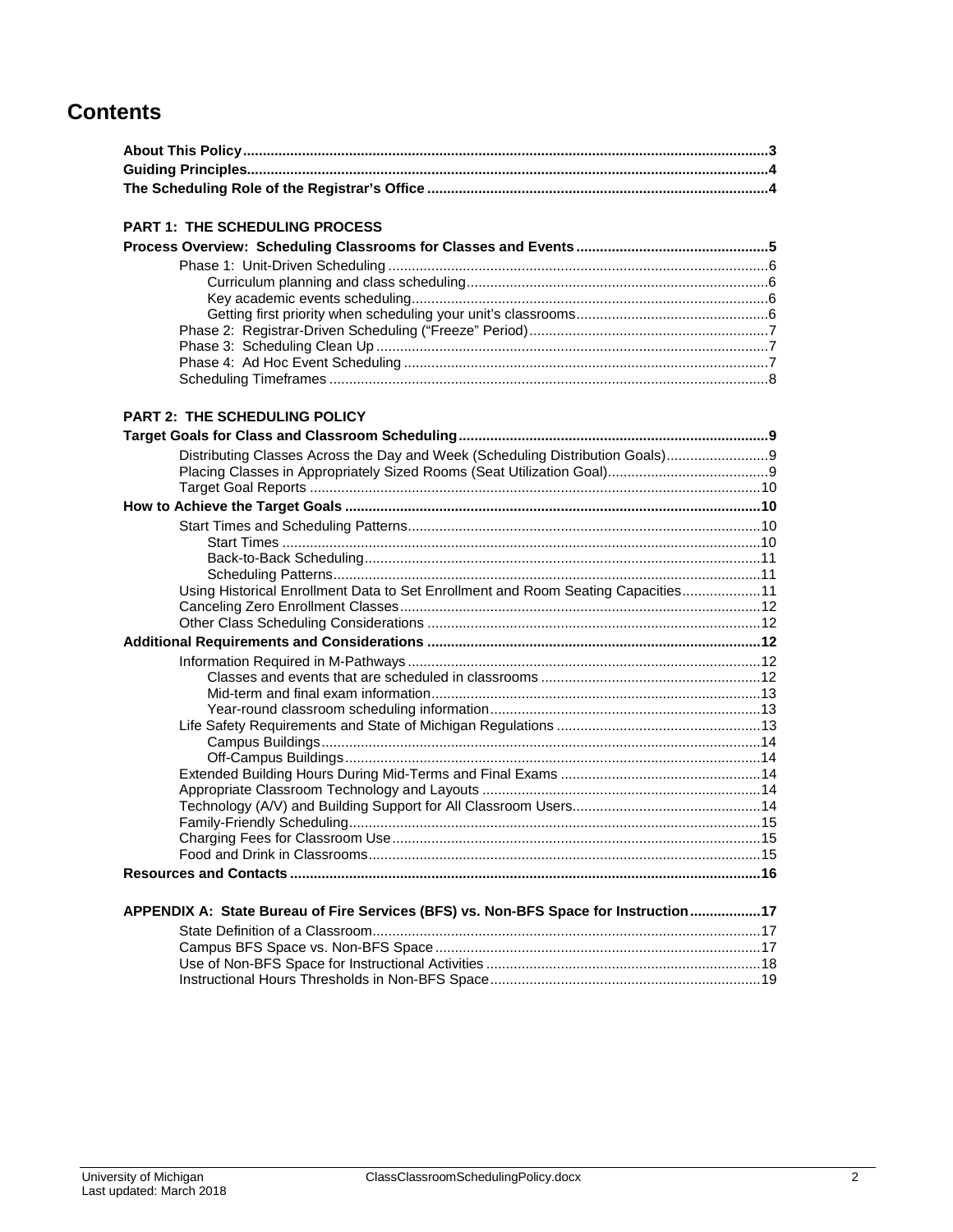# Contents

**About This Policy** ... 3
**Guiding Principles** ... 4
**The Scheduling Role of the Registrar's Office** ... 4

**PART 1: THE SCHEDULING PROCESS**

**Process Overview: Scheduling Classrooms for Classes and Events** ... 5

- Phase 1: Unit-Driven Scheduling ... 6
  - Curriculum planning and class scheduling ... 6
  - Key academic events scheduling ... 6
  - Getting first priority when scheduling your unit's classrooms ... 6
- Phase 2: Registrar-Driven Scheduling ("Freeze" Period) ... 7
- Phase 3: Scheduling Clean Up ... 7
- Phase 4: Ad Hoc Event Scheduling ... 7
- Scheduling Timeframes ... 8

**PART 2: THE SCHEDULING POLICY**

**Target Goals for Class and Classroom Scheduling** ... 9

- Distributing Classes Across the Day and Week (Scheduling Distribution Goals) ... 9
- Placing Classes in Appropriately Sized Rooms (Seat Utilization Goal) ... 9
- Target Goal Reports ... 10

**How to Achieve the Target Goals** ... 10

- Start Times and Scheduling Patterns ... 10
  - Start Times ... 10
  - Back-to-Back Scheduling ... 11
  - Scheduling Patterns ... 11
- Using Historical Enrollment Data to Set Enrollment and Room Seating Capacities ... 11
- Canceling Zero Enrollment Classes ... 12
- Other Class Scheduling Considerations ... 12

**Additional Requirements and Considerations** ... 12

- Information Required in M-Pathways ... 12
  - Classes and events that are scheduled in classrooms ... 12
  - Mid-term and final exam information ... 13
  - Year-round classroom scheduling information ... 13
- Life Safety Requirements and State of Michigan Regulations ... 13
  - Campus Buildings ... 14
  - Off-Campus Buildings ... 14
- Extended Building Hours During Mid-Terms and Final Exams ... 14
- Appropriate Classroom Technology and Layouts ... 14
- Technology (A/V) and Building Support for All Classroom Users ... 14
- Family-Friendly Scheduling ... 15
- Charging Fees for Classroom Use ... 15
- Food and Drink in Classrooms ... 15

**Resources and Contacts** ... 16

**APPENDIX A: State Bureau of Fire Services (BFS) vs. Non-BFS Space for Instruction** ... 17

- State Definition of a Classroom ... 17
- Campus BFS Space vs. Non-BFS Space ... 17
- Use of Non-BFS Space for Instructional Activities ... 18
- Instructional Hours Thresholds in Non-BFS Space ... 19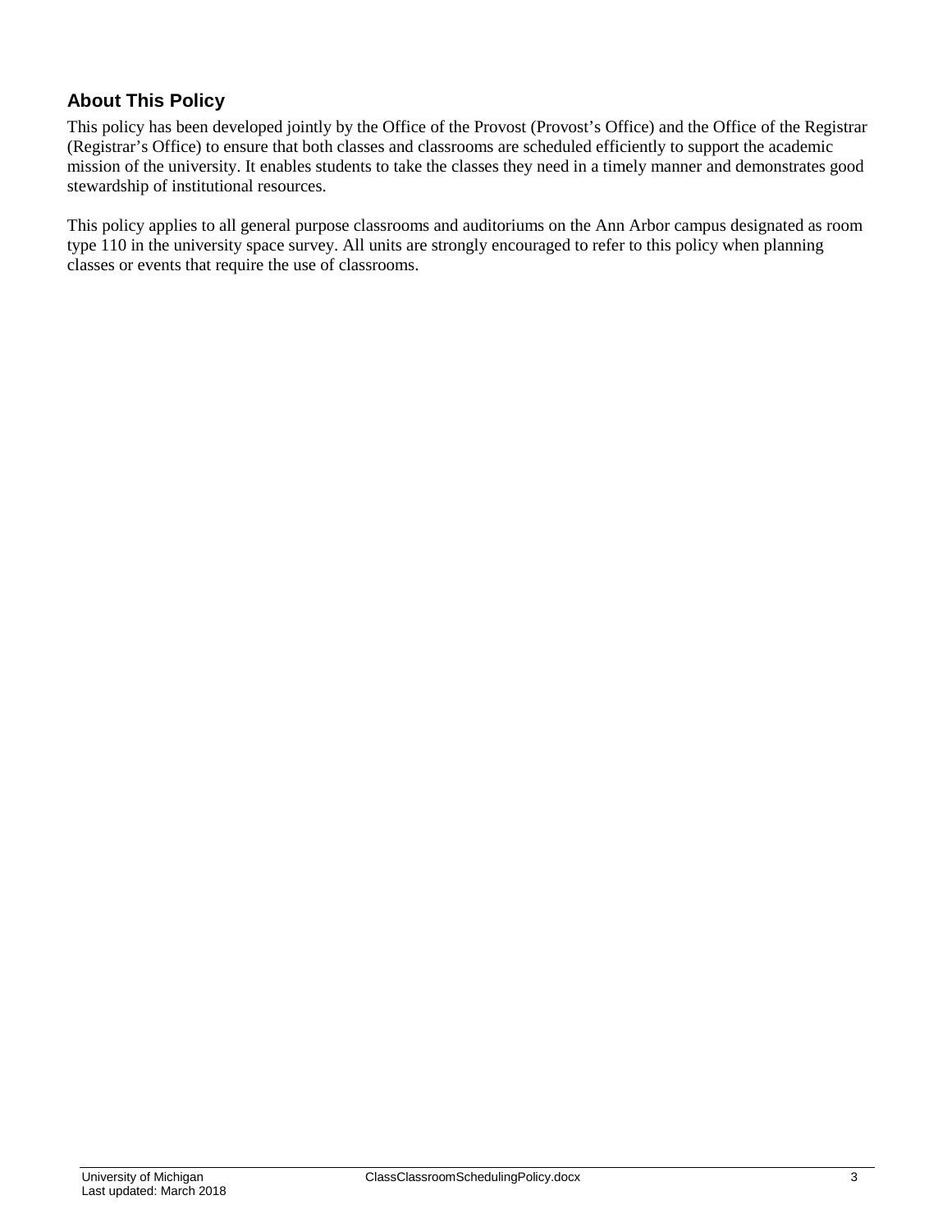## About This Policy

This policy has been developed jointly by the Office of the Provost (Provost's Office) and the Office of the Registrar (Registrar's Office) to ensure that both classes and classrooms are scheduled efficiently to support the academic mission of the university. It enables students to take the classes they need in a timely manner and demonstrates good stewardship of institutional resources.

This policy applies to all general purpose classrooms and auditoriums on the Ann Arbor campus designated as room type 110 in the university space survey. All units are strongly encouraged to refer to this policy when planning classes or events that require the use of classrooms.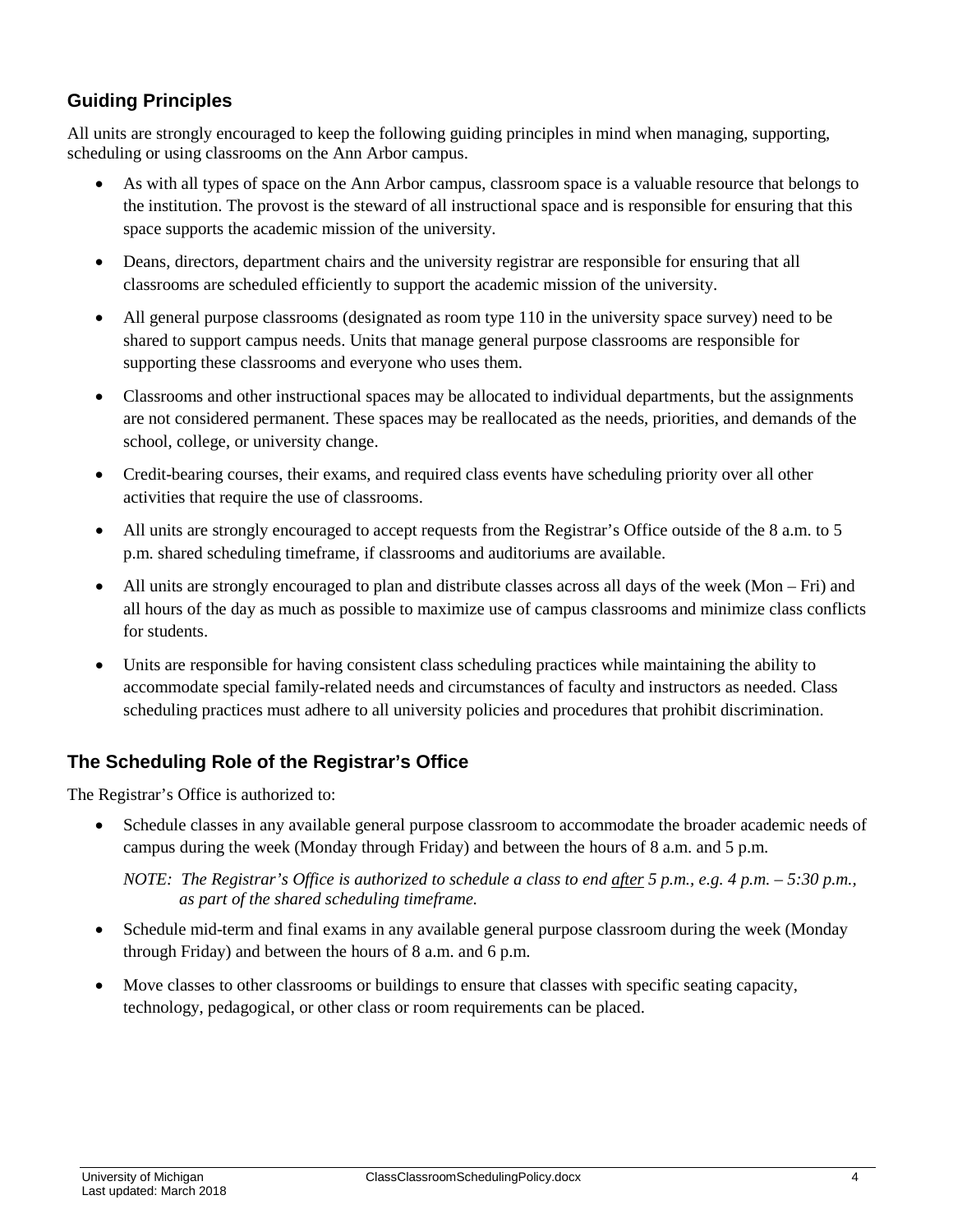## Guiding Principles

All units are strongly encouraged to keep the following guiding principles in mind when managing, supporting, scheduling or using classrooms on the Ann Arbor campus.

- As with all types of space on the Ann Arbor campus, classroom space is a valuable resource that belongs to the institution. The provost is the steward of all instructional space and is responsible for ensuring that this space supports the academic mission of the university.
- Deans, directors, department chairs and the university registrar are responsible for ensuring that all classrooms are scheduled efficiently to support the academic mission of the university.
- All general purpose classrooms (designated as room type 110 in the university space survey) need to be shared to support campus needs. Units that manage general purpose classrooms are responsible for supporting these classrooms and everyone who uses them.
- Classrooms and other instructional spaces may be allocated to individual departments, but the assignments are not considered permanent. These spaces may be reallocated as the needs, priorities, and demands of the school, college, or university change.
- Credit-bearing courses, their exams, and required class events have scheduling priority over all other activities that require the use of classrooms.
- All units are strongly encouraged to accept requests from the Registrar's Office outside of the 8 a.m. to 5 p.m. shared scheduling timeframe, if classrooms and auditoriums are available.
- All units are strongly encouraged to plan and distribute classes across all days of the week (Mon – Fri) and all hours of the day as much as possible to maximize use of campus classrooms and minimize class conflicts for students.
- Units are responsible for having consistent class scheduling practices while maintaining the ability to accommodate special family-related needs and circumstances of faculty and instructors as needed. Class scheduling practices must adhere to all university policies and procedures that prohibit discrimination.

## The Scheduling Role of the Registrar's Office

The Registrar's Office is authorized to:

- Schedule classes in any available general purpose classroom to accommodate the broader academic needs of campus during the week (Monday through Friday) and between the hours of 8 a.m. and 5 p.m.

  *NOTE: The Registrar's Office is authorized to schedule a class to end <u>after</u> 5 p.m., e.g. 4 p.m. – 5:30 p.m., as part of the shared scheduling timeframe.*

- Schedule mid-term and final exams in any available general purpose classroom during the week (Monday through Friday) and between the hours of 8 a.m. and 6 p.m.
- Move classes to other classrooms or buildings to ensure that classes with specific seating capacity, technology, pedagogical, or other class or room requirements can be placed.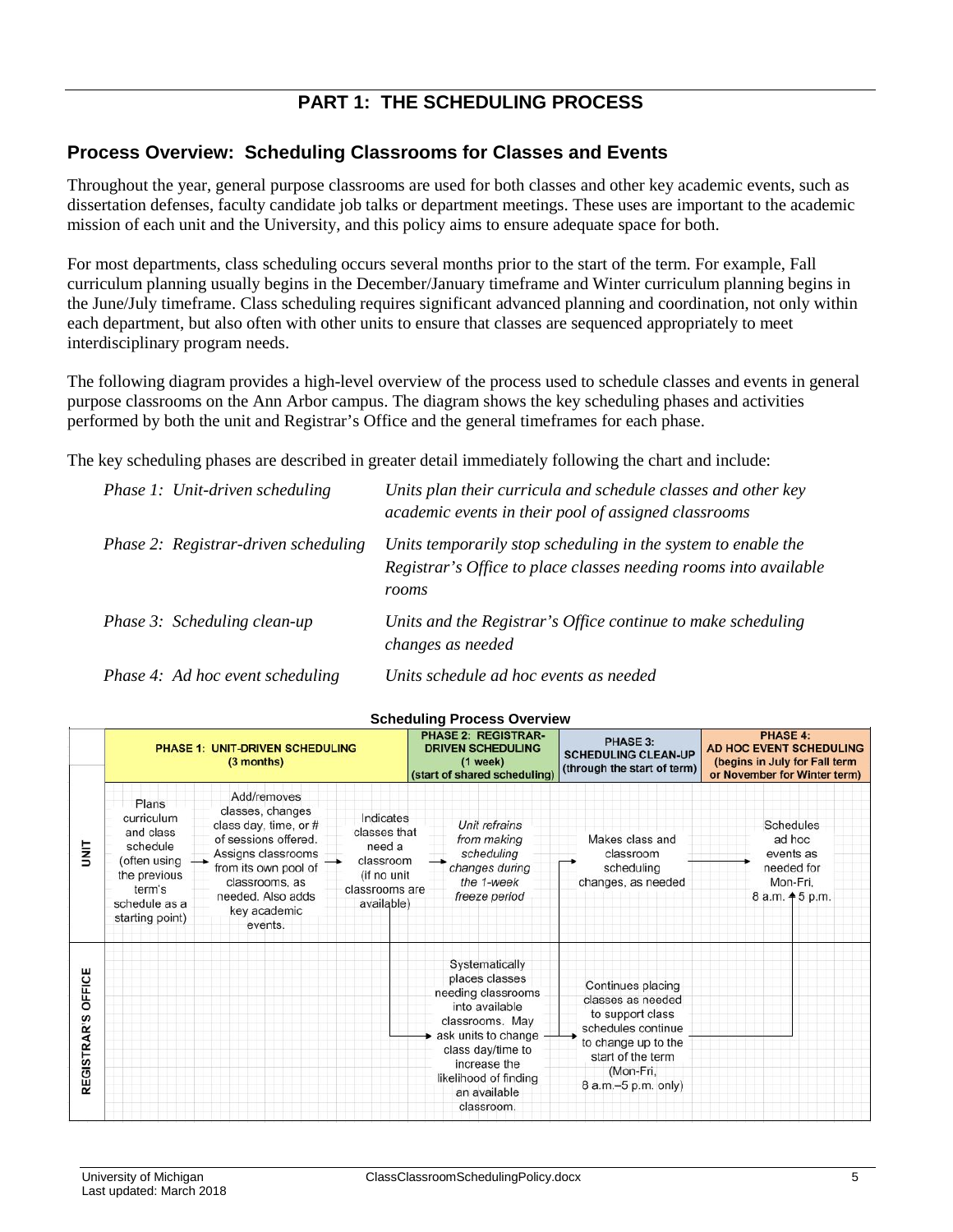# PART 1: THE SCHEDULING PROCESS

## Process Overview: Scheduling Classrooms for Classes and Events

Throughout the year, general purpose classrooms are used for both classes and other key academic events, such as dissertation defenses, faculty candidate job talks or department meetings. These uses are important to the academic mission of each unit and the University, and this policy aims to ensure adequate space for both.

For most departments, class scheduling occurs several months prior to the start of the term. For example, Fall curriculum planning usually begins in the December/January timeframe and Winter curriculum planning begins in the June/July timeframe. Class scheduling requires significant advanced planning and coordination, not only within each department, but also often with other units to ensure that classes are sequenced appropriately to meet interdisciplinary program needs.

The following diagram provides a high-level overview of the process used to schedule classes and events in general purpose classrooms on the Ann Arbor campus. The diagram shows the key scheduling phases and activities performed by both the unit and Registrar's Office and the general timeframes for each phase.

The key scheduling phases are described in greater detail immediately following the chart and include:

| | |
|---|---|
| *Phase 1: Unit-driven scheduling* | *Units plan their curricula and schedule classes and other key academic events in their pool of assigned classrooms* |
| *Phase 2: Registrar-driven scheduling* | *Units temporarily stop scheduling in the system to enable the Registrar's Office to place classes needing rooms into available rooms* |
| *Phase 3: Scheduling clean-up* | *Units and the Registrar's Office continue to make scheduling changes as needed* |
| *Phase 4: Ad hoc event scheduling* | *Units schedule ad hoc events as needed* |

**Scheduling Process Overview**

PHASE 1: UNIT-DRIVEN SCHEDULING (3 months)

PHASE 2: REGISTRAR-DRIVEN SCHEDULING (1 week) (start of shared scheduling)

PHASE 3: SCHEDULING CLEAN-UP (through the start of term)

PHASE 4: AD HOC EVENT SCHEDULING (begins in July for Fall term or November for Winter term)

UNIT

Plans curriculum and class schedule (often using the previous term's schedule as a starting point)

Add/removes classes, changes class day, time, or # of sessions offered. Assigns classrooms from its own pool of classrooms, as needed. Also adds key academic events.

Indicates classes that need a classroom (if no unit classrooms are available)

*Unit refrains from making scheduling changes during the 1-week freeze period*

Makes class and classroom scheduling changes, as needed

Schedules ad hoc events as needed for Mon-Fri, 8 a.m.-5 p.m.

REGISTRAR'S OFFICE

Systematically places classes needing classrooms into available classrooms. May ask units to change class day/time to increase the likelihood of finding an available classroom.

Continues placing classes as needed to support class schedules continue to change up to the start of the term (Mon-Fri, 8 a.m.–5 p.m. only)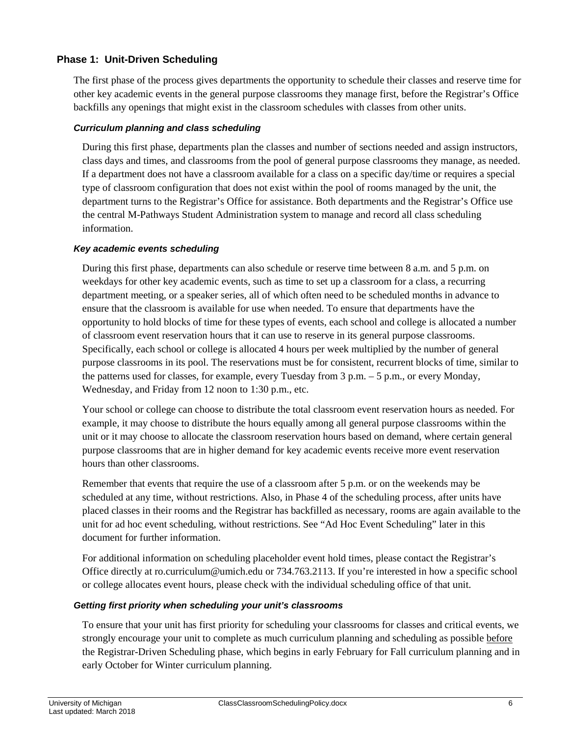## Phase 1: Unit-Driven Scheduling

The first phase of the process gives departments the opportunity to schedule their classes and reserve time for other key academic events in the general purpose classrooms they manage first, before the Registrar's Office backfills any openings that might exist in the classroom schedules with classes from other units.

### *Curriculum planning and class scheduling*

During this first phase, departments plan the classes and number of sections needed and assign instructors, class days and times, and classrooms from the pool of general purpose classrooms they manage, as needed. If a department does not have a classroom available for a class on a specific day/time or requires a special type of classroom configuration that does not exist within the pool of rooms managed by the unit, the department turns to the Registrar's Office for assistance. Both departments and the Registrar's Office use the central M-Pathways Student Administration system to manage and record all class scheduling information.

### *Key academic events scheduling*

During this first phase, departments can also schedule or reserve time between 8 a.m. and 5 p.m. on weekdays for other key academic events, such as time to set up a classroom for a class, a recurring department meeting, or a speaker series, all of which often need to be scheduled months in advance to ensure that the classroom is available for use when needed. To ensure that departments have the opportunity to hold blocks of time for these types of events, each school and college is allocated a number of classroom event reservation hours that it can use to reserve in its general purpose classrooms. Specifically, each school or college is allocated 4 hours per week multiplied by the number of general purpose classrooms in its pool. The reservations must be for consistent, recurrent blocks of time, similar to the patterns used for classes, for example, every Tuesday from 3 p.m. – 5 p.m., or every Monday, Wednesday, and Friday from 12 noon to 1:30 p.m., etc.

Your school or college can choose to distribute the total classroom event reservation hours as needed. For example, it may choose to distribute the hours equally among all general purpose classrooms within the unit or it may choose to allocate the classroom reservation hours based on demand, where certain general purpose classrooms that are in higher demand for key academic events receive more event reservation hours than other classrooms.

Remember that events that require the use of a classroom after 5 p.m. or on the weekends may be scheduled at any time, without restrictions. Also, in Phase 4 of the scheduling process, after units have placed classes in their rooms and the Registrar has backfilled as necessary, rooms are again available to the unit for ad hoc event scheduling, without restrictions. See "Ad Hoc Event Scheduling" later in this document for further information.

For additional information on scheduling placeholder event hold times, please contact the Registrar's Office directly at ro.curriculum@umich.edu or 734.763.2113. If you're interested in how a specific school or college allocates event hours, please check with the individual scheduling office of that unit.

### *Getting first priority when scheduling your unit's classrooms*

To ensure that your unit has first priority for scheduling your classrooms for classes and critical events, we strongly encourage your unit to complete as much curriculum planning and scheduling as possible before the Registrar-Driven Scheduling phase, which begins in early February for Fall curriculum planning and in early October for Winter curriculum planning.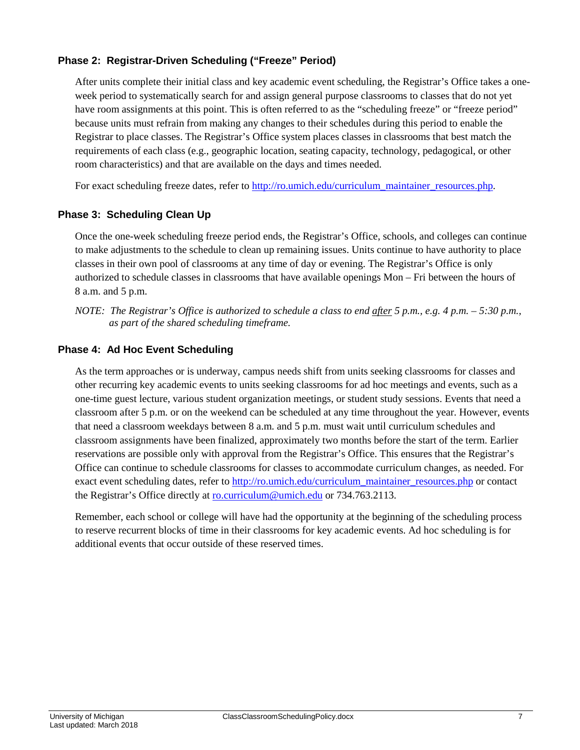### Phase 2: Registrar-Driven Scheduling ("Freeze" Period)

After units complete their initial class and key academic event scheduling, the Registrar's Office takes a one-week period to systematically search for and assign general purpose classrooms to classes that do not yet have room assignments at this point. This is often referred to as the "scheduling freeze" or "freeze period" because units must refrain from making any changes to their schedules during this period to enable the Registrar to place classes. The Registrar's Office system places classes in classrooms that best match the requirements of each class (e.g., geographic location, seating capacity, technology, pedagogical, or other room characteristics) and that are available on the days and times needed.

For exact scheduling freeze dates, refer to [http://ro.umich.edu/curriculum_maintainer_resources.php](http://ro.umich.edu/curriculum_maintainer_resources.php).

### Phase 3: Scheduling Clean Up

Once the one-week scheduling freeze period ends, the Registrar's Office, schools, and colleges can continue to make adjustments to the schedule to clean up remaining issues. Units continue to have authority to place classes in their own pool of classrooms at any time of day or evening. The Registrar's Office is only authorized to schedule classes in classrooms that have available openings Mon – Fri between the hours of 8 a.m. and 5 p.m.

*NOTE: The Registrar's Office is authorized to schedule a class to end <u>after</u> 5 p.m., e.g. 4 p.m. – 5:30 p.m., as part of the shared scheduling timeframe.*

### Phase 4: Ad Hoc Event Scheduling

As the term approaches or is underway, campus needs shift from units seeking classrooms for classes and other recurring key academic events to units seeking classrooms for ad hoc meetings and events, such as a one-time guest lecture, various student organization meetings, or student study sessions. Events that need a classroom after 5 p.m. or on the weekend can be scheduled at any time throughout the year. However, events that need a classroom weekdays between 8 a.m. and 5 p.m. must wait until curriculum schedules and classroom assignments have been finalized, approximately two months before the start of the term. Earlier reservations are possible only with approval from the Registrar's Office. This ensures that the Registrar's Office can continue to schedule classrooms for classes to accommodate curriculum changes, as needed. For exact event scheduling dates, refer to [http://ro.umich.edu/curriculum_maintainer_resources.php](http://ro.umich.edu/curriculum_maintainer_resources.php) or contact the Registrar's Office directly at [ro.curriculum@umich.edu](mailto:ro.curriculum@umich.edu) or 734.763.2113.

Remember, each school or college will have had the opportunity at the beginning of the scheduling process to reserve recurrent blocks of time in their classrooms for key academic events. Ad hoc scheduling is for additional events that occur outside of these reserved times.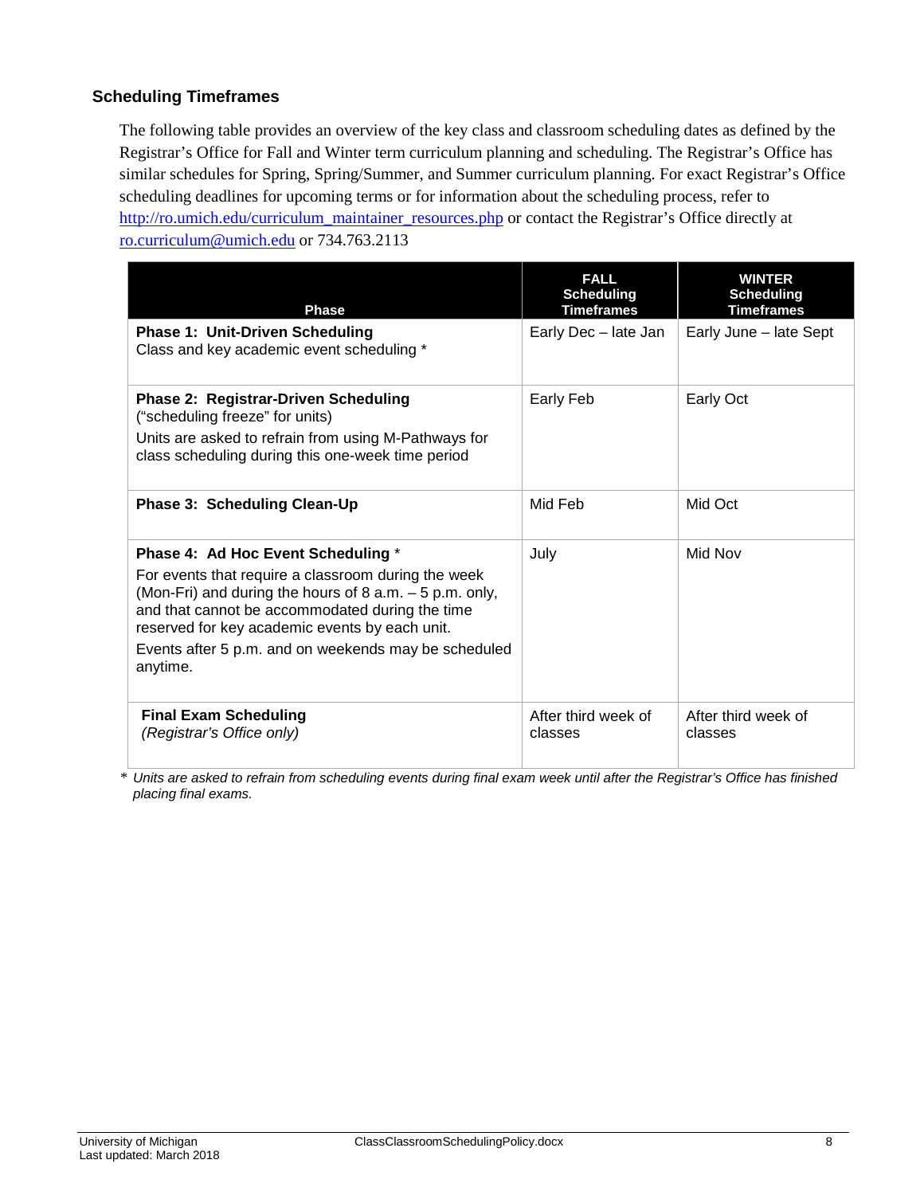### Scheduling Timeframes

The following table provides an overview of the key class and classroom scheduling dates as defined by the Registrar's Office for Fall and Winter term curriculum planning and scheduling. The Registrar's Office has similar schedules for Spring, Spring/Summer, and Summer curriculum planning. For exact Registrar's Office scheduling deadlines for upcoming terms or for information about the scheduling process, refer to [http://ro.umich.edu/curriculum_maintainer_resources.php](http://ro.umich.edu/curriculum_maintainer_resources.php) or contact the Registrar's Office directly at [ro.curriculum@umich.edu](mailto:ro.curriculum@umich.edu) or 734.763.2113

| Phase | FALL Scheduling Timeframes | WINTER Scheduling Timeframes |
|---|---|---|
| **Phase 1: Unit-Driven Scheduling**<br>Class and key academic event scheduling * | Early Dec – late Jan | Early June – late Sept |
| **Phase 2: Registrar-Driven Scheduling**<br>("scheduling freeze" for units)<br>Units are asked to refrain from using M-Pathways for class scheduling during this one-week time period | Early Feb | Early Oct |
| **Phase 3: Scheduling Clean-Up** | Mid Feb | Mid Oct |
| **Phase 4: Ad Hoc Event Scheduling** *<br>For events that require a classroom during the week (Mon-Fri) and during the hours of 8 a.m. – 5 p.m. only, and that cannot be accommodated during the time reserved for key academic events by each unit.<br>Events after 5 p.m. and on weekends may be scheduled anytime. | July | Mid Nov |
| **Final Exam Scheduling**<br>*(Registrar's Office only)* | After third week of classes | After third week of classes |

\* *Units are asked to refrain from scheduling events during final exam week until after the Registrar's Office has finished placing final exams.*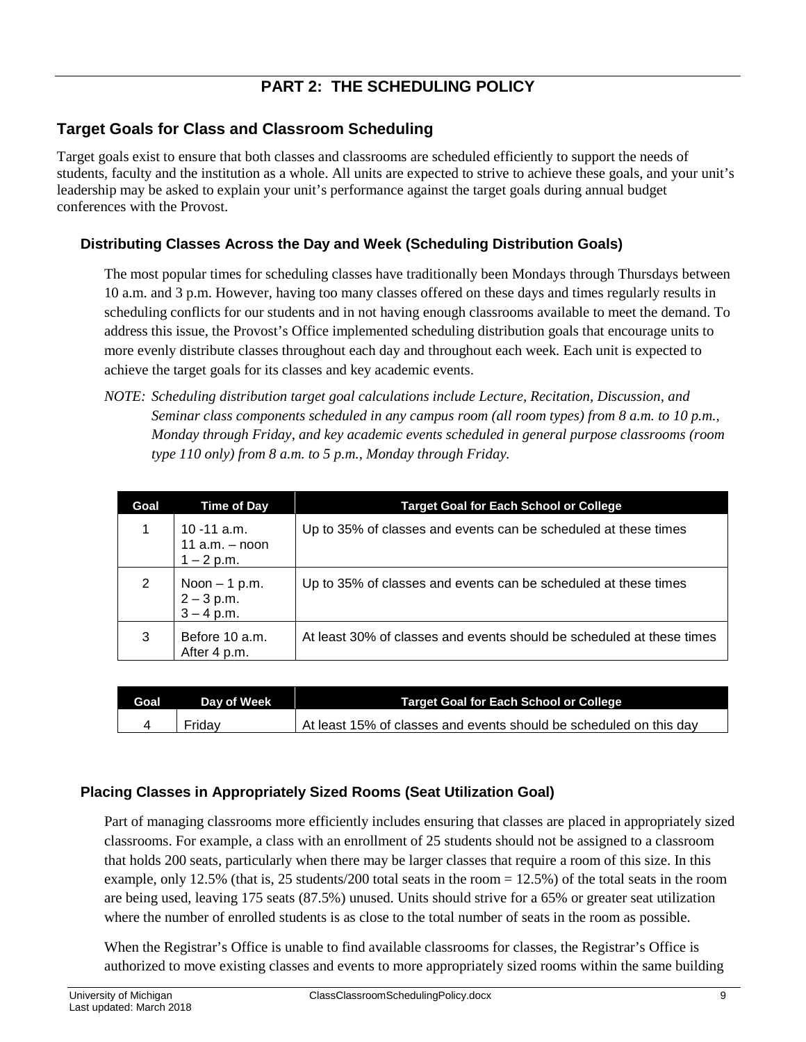# PART 2: THE SCHEDULING POLICY

## Target Goals for Class and Classroom Scheduling

Target goals exist to ensure that both classes and classrooms are scheduled efficiently to support the needs of students, faculty and the institution as a whole. All units are expected to strive to achieve these goals, and your unit's leadership may be asked to explain your unit's performance against the target goals during annual budget conferences with the Provost.

### Distributing Classes Across the Day and Week (Scheduling Distribution Goals)

The most popular times for scheduling classes have traditionally been Mondays through Thursdays between 10 a.m. and 3 p.m. However, having too many classes offered on these days and times regularly results in scheduling conflicts for our students and in not having enough classrooms available to meet the demand. To address this issue, the Provost's Office implemented scheduling distribution goals that encourage units to more evenly distribute classes throughout each day and throughout each week. Each unit is expected to achieve the target goals for its classes and key academic events.

*NOTE: Scheduling distribution target goal calculations include Lecture, Recitation, Discussion, and Seminar class components scheduled in any campus room (all room types) from 8 a.m. to 10 p.m., Monday through Friday, and key academic events scheduled in general purpose classrooms (room type 110 only) from 8 a.m. to 5 p.m., Monday through Friday.*

| Goal | Time of Day | Target Goal for Each School or College |
|---|---|---|
| 1 | 10 -11 a.m.<br>11 a.m. – noon<br>1 – 2 p.m. | Up to 35% of classes and events can be scheduled at these times |
| 2 | Noon – 1 p.m.<br>2 – 3 p.m.<br>3 – 4 p.m. | Up to 35% of classes and events can be scheduled at these times |
| 3 | Before 10 a.m.<br>After 4 p.m. | At least 30% of classes and events should be scheduled at these times |

| Goal | Day of Week | Target Goal for Each School or College |
|---|---|---|
| 4 | Friday | At least 15% of classes and events should be scheduled on this day |

### Placing Classes in Appropriately Sized Rooms (Seat Utilization Goal)

Part of managing classrooms more efficiently includes ensuring that classes are placed in appropriately sized classrooms. For example, a class with an enrollment of 25 students should not be assigned to a classroom that holds 200 seats, particularly when there may be larger classes that require a room of this size. In this example, only 12.5% (that is, 25 students/200 total seats in the room = 12.5%) of the total seats in the room are being used, leaving 175 seats (87.5%) unused. Units should strive for a 65% or greater seat utilization where the number of enrolled students is as close to the total number of seats in the room as possible.

When the Registrar's Office is unable to find available classrooms for classes, the Registrar's Office is authorized to move existing classes and events to more appropriately sized rooms within the same building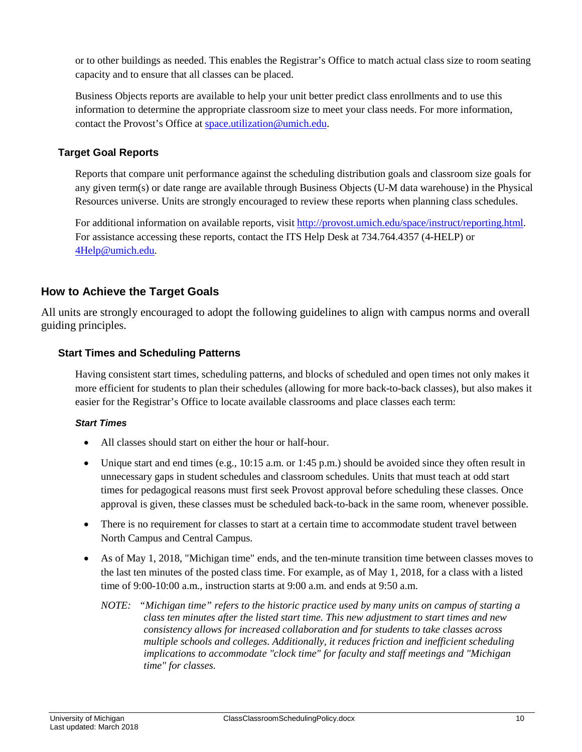or to other buildings as needed. This enables the Registrar's Office to match actual class size to room seating capacity and to ensure that all classes can be placed.

Business Objects reports are available to help your unit better predict class enrollments and to use this information to determine the appropriate classroom size to meet your class needs. For more information, contact the Provost's Office at space.utilization@umich.edu.

### Target Goal Reports

Reports that compare unit performance against the scheduling distribution goals and classroom size goals for any given term(s) or date range are available through Business Objects (U-M data warehouse) in the Physical Resources universe. Units are strongly encouraged to review these reports when planning class schedules.

For additional information on available reports, visit http://provost.umich.edu/space/instruct/reporting.html. For assistance accessing these reports, contact the ITS Help Desk at 734.764.4357 (4-HELP) or 4Help@umich.edu.

## How to Achieve the Target Goals

All units are strongly encouraged to adopt the following guidelines to align with campus norms and overall guiding principles.

### Start Times and Scheduling Patterns

Having consistent start times, scheduling patterns, and blocks of scheduled and open times not only makes it more efficient for students to plan their schedules (allowing for more back-to-back classes), but also makes it easier for the Registrar's Office to locate available classrooms and place classes each term:

#### *Start Times*

- All classes should start on either the hour or half-hour.
- Unique start and end times (e.g., 10:15 a.m. or 1:45 p.m.) should be avoided since they often result in unnecessary gaps in student schedules and classroom schedules. Units that must teach at odd start times for pedagogical reasons must first seek Provost approval before scheduling these classes. Once approval is given, these classes must be scheduled back-to-back in the same room, whenever possible.
- There is no requirement for classes to start at a certain time to accommodate student travel between North Campus and Central Campus.
- As of May 1, 2018, "Michigan time" ends, and the ten-minute transition time between classes moves to the last ten minutes of the posted class time. For example, as of May 1, 2018, for a class with a listed time of 9:00-10:00 a.m., instruction starts at 9:00 a.m. and ends at 9:50 a.m.

  *NOTE: "Michigan time" refers to the historic practice used by many units on campus of starting a class ten minutes after the listed start time. This new adjustment to start times and new consistency allows for increased collaboration and for students to take classes across multiple schools and colleges. Additionally, it reduces friction and inefficient scheduling implications to accommodate "clock time" for faculty and staff meetings and "Michigan time" for classes.*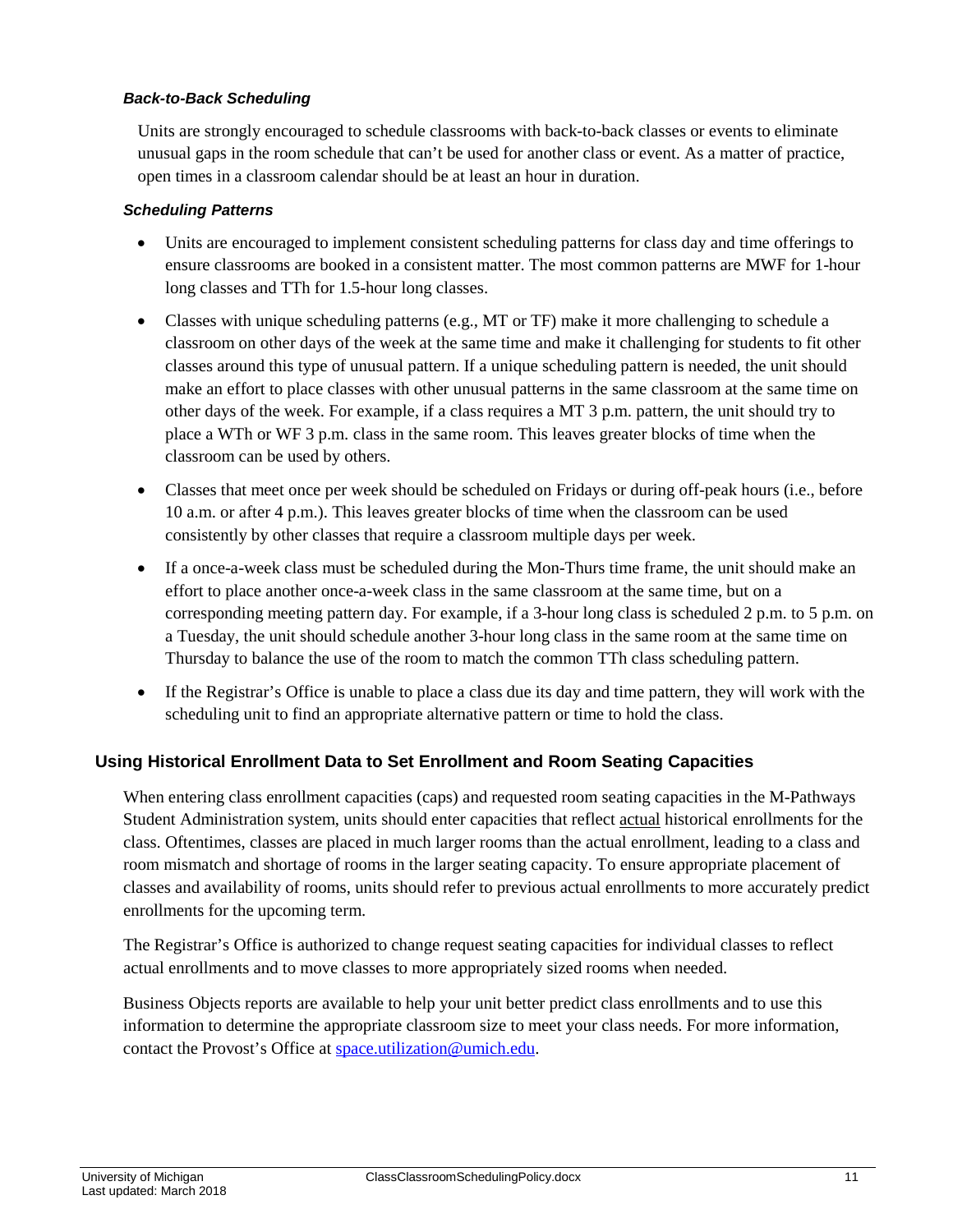#### *Back-to-Back Scheduling*

Units are strongly encouraged to schedule classrooms with back-to-back classes or events to eliminate unusual gaps in the room schedule that can't be used for another class or event. As a matter of practice, open times in a classroom calendar should be at least an hour in duration.

#### *Scheduling Patterns*

- Units are encouraged to implement consistent scheduling patterns for class day and time offerings to ensure classrooms are booked in a consistent matter. The most common patterns are MWF for 1-hour long classes and TTh for 1.5-hour long classes.
- Classes with unique scheduling patterns (e.g., MT or TF) make it more challenging to schedule a classroom on other days of the week at the same time and make it challenging for students to fit other classes around this type of unusual pattern. If a unique scheduling pattern is needed, the unit should make an effort to place classes with other unusual patterns in the same classroom at the same time on other days of the week. For example, if a class requires a MT 3 p.m. pattern, the unit should try to place a WTh or WF 3 p.m. class in the same room. This leaves greater blocks of time when the classroom can be used by others.
- Classes that meet once per week should be scheduled on Fridays or during off-peak hours (i.e., before 10 a.m. or after 4 p.m.). This leaves greater blocks of time when the classroom can be used consistently by other classes that require a classroom multiple days per week.
- If a once-a-week class must be scheduled during the Mon-Thurs time frame, the unit should make an effort to place another once-a-week class in the same classroom at the same time, but on a corresponding meeting pattern day. For example, if a 3-hour long class is scheduled 2 p.m. to 5 p.m. on a Tuesday, the unit should schedule another 3-hour long class in the same room at the same time on Thursday to balance the use of the room to match the common TTh class scheduling pattern.
- If the Registrar's Office is unable to place a class due its day and time pattern, they will work with the scheduling unit to find an appropriate alternative pattern or time to hold the class.

### Using Historical Enrollment Data to Set Enrollment and Room Seating Capacities

When entering class enrollment capacities (caps) and requested room seating capacities in the M-Pathways Student Administration system, units should enter capacities that reflect actual historical enrollments for the class. Oftentimes, classes are placed in much larger rooms than the actual enrollment, leading to a class and room mismatch and shortage of rooms in the larger seating capacity. To ensure appropriate placement of classes and availability of rooms, units should refer to previous actual enrollments to more accurately predict enrollments for the upcoming term.

The Registrar's Office is authorized to change request seating capacities for individual classes to reflect actual enrollments and to move classes to more appropriately sized rooms when needed.

Business Objects reports are available to help your unit better predict class enrollments and to use this information to determine the appropriate classroom size to meet your class needs. For more information, contact the Provost's Office at space.utilization@umich.edu.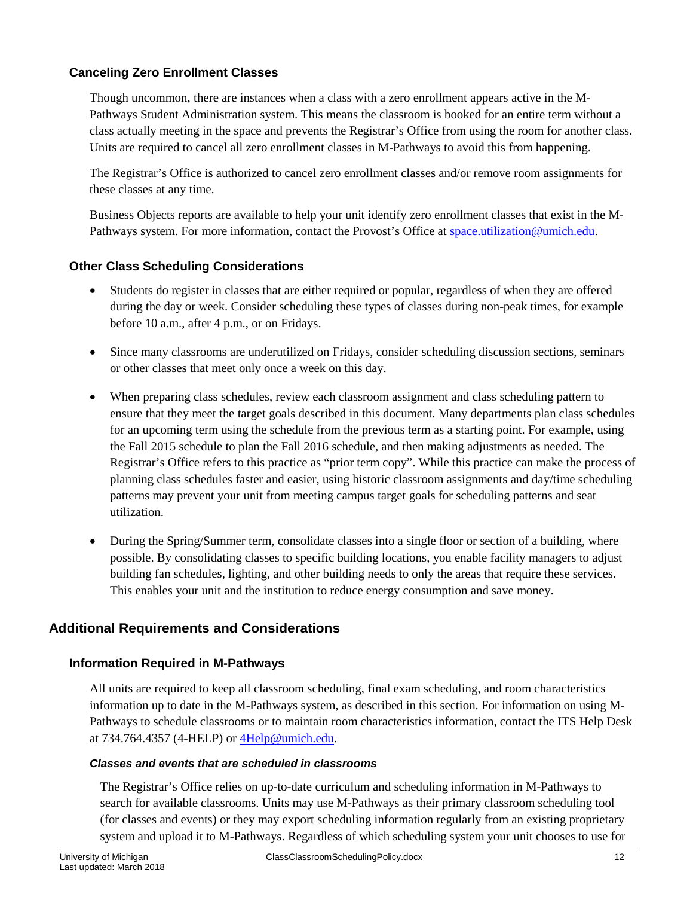### Canceling Zero Enrollment Classes

Though uncommon, there are instances when a class with a zero enrollment appears active in the M-Pathways Student Administration system. This means the classroom is booked for an entire term without a class actually meeting in the space and prevents the Registrar's Office from using the room for another class. Units are required to cancel all zero enrollment classes in M-Pathways to avoid this from happening.

The Registrar's Office is authorized to cancel zero enrollment classes and/or remove room assignments for these classes at any time.

Business Objects reports are available to help your unit identify zero enrollment classes that exist in the M-Pathways system. For more information, contact the Provost's Office at [space.utilization@umich.edu](mailto:space.utilization@umich.edu).

### Other Class Scheduling Considerations

- Students do register in classes that are either required or popular, regardless of when they are offered during the day or week. Consider scheduling these types of classes during non-peak times, for example before 10 a.m., after 4 p.m., or on Fridays.
- Since many classrooms are underutilized on Fridays, consider scheduling discussion sections, seminars or other classes that meet only once a week on this day.
- When preparing class schedules, review each classroom assignment and class scheduling pattern to ensure that they meet the target goals described in this document. Many departments plan class schedules for an upcoming term using the schedule from the previous term as a starting point. For example, using the Fall 2015 schedule to plan the Fall 2016 schedule, and then making adjustments as needed. The Registrar's Office refers to this practice as "prior term copy". While this practice can make the process of planning class schedules faster and easier, using historic classroom assignments and day/time scheduling patterns may prevent your unit from meeting campus target goals for scheduling patterns and seat utilization.
- During the Spring/Summer term, consolidate classes into a single floor or section of a building, where possible. By consolidating classes to specific building locations, you enable facility managers to adjust building fan schedules, lighting, and other building needs to only the areas that require these services. This enables your unit and the institution to reduce energy consumption and save money.

## Additional Requirements and Considerations

### Information Required in M-Pathways

All units are required to keep all classroom scheduling, final exam scheduling, and room characteristics information up to date in the M-Pathways system, as described in this section. For information on using M-Pathways to schedule classrooms or to maintain room characteristics information, contact the ITS Help Desk at 734.764.4357 (4-HELP) or [4Help@umich.edu](mailto:4Help@umich.edu).

#### *Classes and events that are scheduled in classrooms*

The Registrar's Office relies on up-to-date curriculum and scheduling information in M-Pathways to search for available classrooms. Units may use M-Pathways as their primary classroom scheduling tool (for classes and events) or they may export scheduling information regularly from an existing proprietary system and upload it to M-Pathways. Regardless of which scheduling system your unit chooses to use for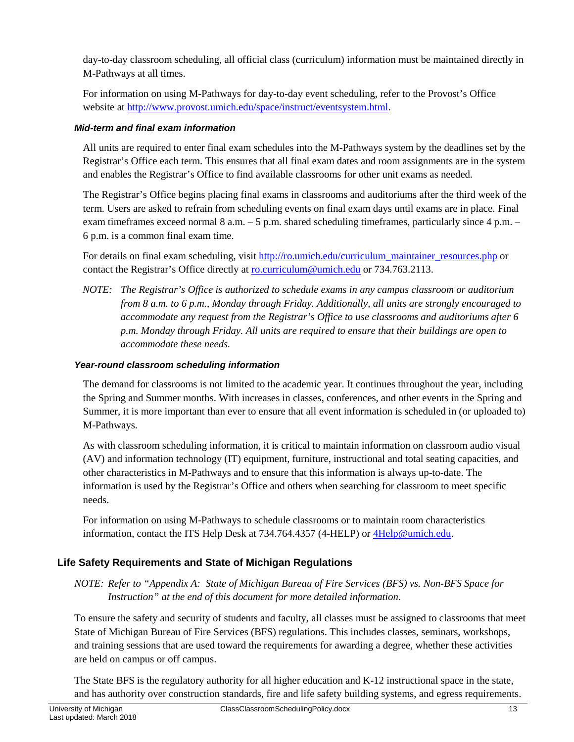day-to-day classroom scheduling, all official class (curriculum) information must be maintained directly in M-Pathways at all times.

For information on using M-Pathways for day-to-day event scheduling, refer to the Provost's Office website at [http://www.provost.umich.edu/space/instruct/eventsystem.html](http://www.provost.umich.edu/space/instruct/eventsystem.html).

#### *Mid-term and final exam information*

All units are required to enter final exam schedules into the M-Pathways system by the deadlines set by the Registrar's Office each term. This ensures that all final exam dates and room assignments are in the system and enables the Registrar's Office to find available classrooms for other unit exams as needed.

The Registrar's Office begins placing final exams in classrooms and auditoriums after the third week of the term. Users are asked to refrain from scheduling events on final exam days until exams are in place. Final exam timeframes exceed normal 8 a.m. – 5 p.m. shared scheduling timeframes, particularly since 4 p.m. – 6 p.m. is a common final exam time.

For details on final exam scheduling, visit [http://ro.umich.edu/curriculum_maintainer_resources.php](http://ro.umich.edu/curriculum_maintainer_resources.php) or contact the Registrar's Office directly at [ro.curriculum@umich.edu](mailto:ro.curriculum@umich.edu) or 734.763.2113.

*NOTE: The Registrar's Office is authorized to schedule exams in any campus classroom or auditorium from 8 a.m. to 6 p.m., Monday through Friday. Additionally, all units are strongly encouraged to accommodate any request from the Registrar's Office to use classrooms and auditoriums after 6 p.m. Monday through Friday. All units are required to ensure that their buildings are open to accommodate these needs.*

#### *Year-round classroom scheduling information*

The demand for classrooms is not limited to the academic year. It continues throughout the year, including the Spring and Summer months. With increases in classes, conferences, and other events in the Spring and Summer, it is more important than ever to ensure that all event information is scheduled in (or uploaded to) M-Pathways.

As with classroom scheduling information, it is critical to maintain information on classroom audio visual (AV) and information technology (IT) equipment, furniture, instructional and total seating capacities, and other characteristics in M-Pathways and to ensure that this information is always up-to-date. The information is used by the Registrar's Office and others when searching for classroom to meet specific needs.

For information on using M-Pathways to schedule classrooms or to maintain room characteristics information, contact the ITS Help Desk at 734.764.4357 (4-HELP) or [4Help@umich.edu](mailto:4Help@umich.edu).

### Life Safety Requirements and State of Michigan Regulations

*NOTE: Refer to "Appendix A: State of Michigan Bureau of Fire Services (BFS) vs. Non-BFS Space for Instruction" at the end of this document for more detailed information.*

To ensure the safety and security of students and faculty, all classes must be assigned to classrooms that meet State of Michigan Bureau of Fire Services (BFS) regulations. This includes classes, seminars, workshops, and training sessions that are used toward the requirements for awarding a degree, whether these activities are held on campus or off campus.

The State BFS is the regulatory authority for all higher education and K-12 instructional space in the state, and has authority over construction standards, fire and life safety building systems, and egress requirements.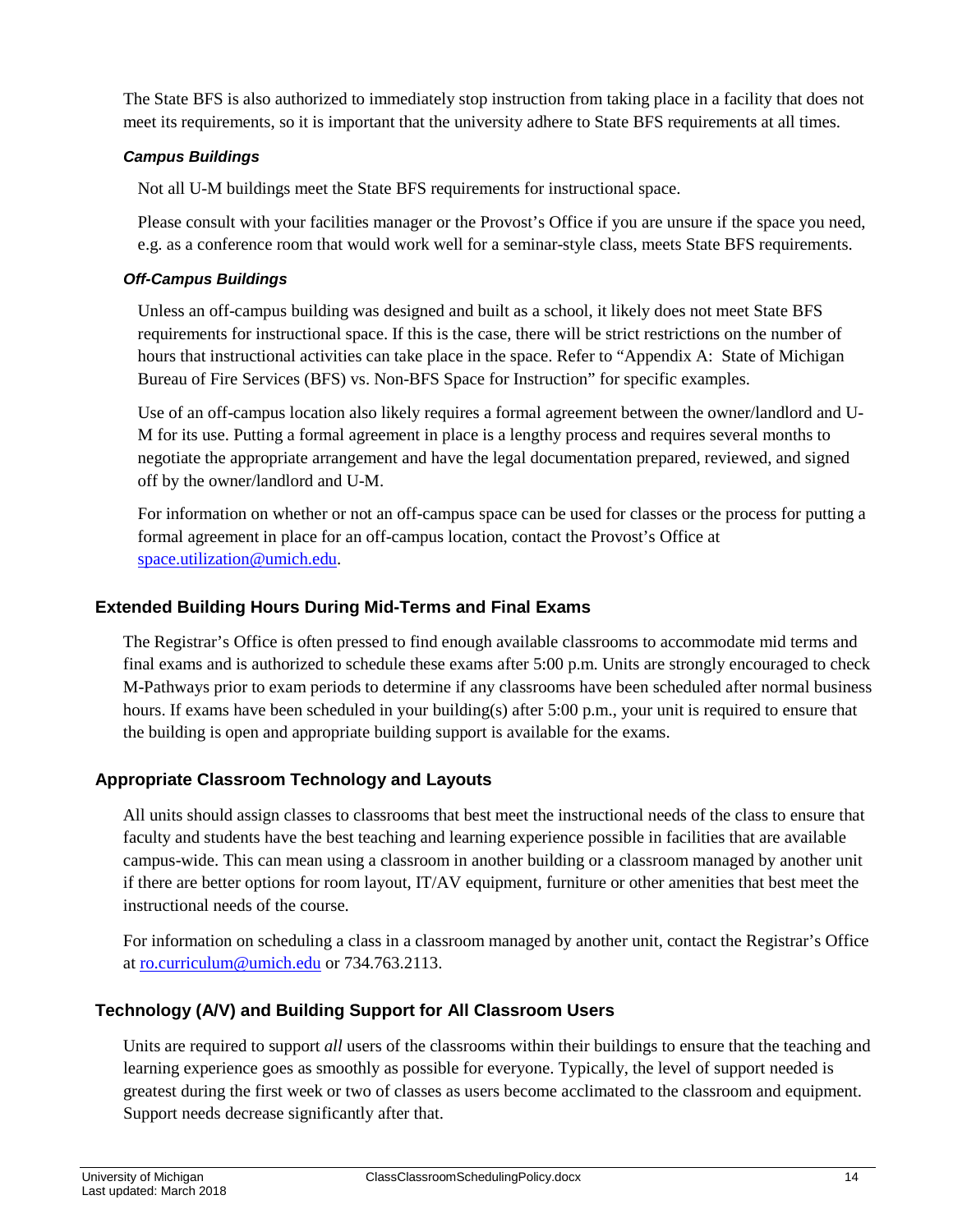The State BFS is also authorized to immediately stop instruction from taking place in a facility that does not meet its requirements, so it is important that the university adhere to State BFS requirements at all times.

#### *Campus Buildings*

Not all U-M buildings meet the State BFS requirements for instructional space.

Please consult with your facilities manager or the Provost's Office if you are unsure if the space you need, e.g. as a conference room that would work well for a seminar-style class, meets State BFS requirements.

#### *Off-Campus Buildings*

Unless an off-campus building was designed and built as a school, it likely does not meet State BFS requirements for instructional space. If this is the case, there will be strict restrictions on the number of hours that instructional activities can take place in the space. Refer to "Appendix A: State of Michigan Bureau of Fire Services (BFS) vs. Non-BFS Space for Instruction" for specific examples.

Use of an off-campus location also likely requires a formal agreement between the owner/landlord and U-M for its use. Putting a formal agreement in place is a lengthy process and requires several months to negotiate the appropriate arrangement and have the legal documentation prepared, reviewed, and signed off by the owner/landlord and U-M.

For information on whether or not an off-campus space can be used for classes or the process for putting a formal agreement in place for an off-campus location, contact the Provost's Office at space.utilization@umich.edu.

### Extended Building Hours During Mid-Terms and Final Exams

The Registrar's Office is often pressed to find enough available classrooms to accommodate mid terms and final exams and is authorized to schedule these exams after 5:00 p.m. Units are strongly encouraged to check M-Pathways prior to exam periods to determine if any classrooms have been scheduled after normal business hours. If exams have been scheduled in your building(s) after 5:00 p.m., your unit is required to ensure that the building is open and appropriate building support is available for the exams.

### Appropriate Classroom Technology and Layouts

All units should assign classes to classrooms that best meet the instructional needs of the class to ensure that faculty and students have the best teaching and learning experience possible in facilities that are available campus-wide. This can mean using a classroom in another building or a classroom managed by another unit if there are better options for room layout, IT/AV equipment, furniture or other amenities that best meet the instructional needs of the course.

For information on scheduling a class in a classroom managed by another unit, contact the Registrar's Office at ro.curriculum@umich.edu or 734.763.2113.

### Technology (A/V) and Building Support for All Classroom Users

Units are required to support *all* users of the classrooms within their buildings to ensure that the teaching and learning experience goes as smoothly as possible for everyone. Typically, the level of support needed is greatest during the first week or two of classes as users become acclimated to the classroom and equipment. Support needs decrease significantly after that.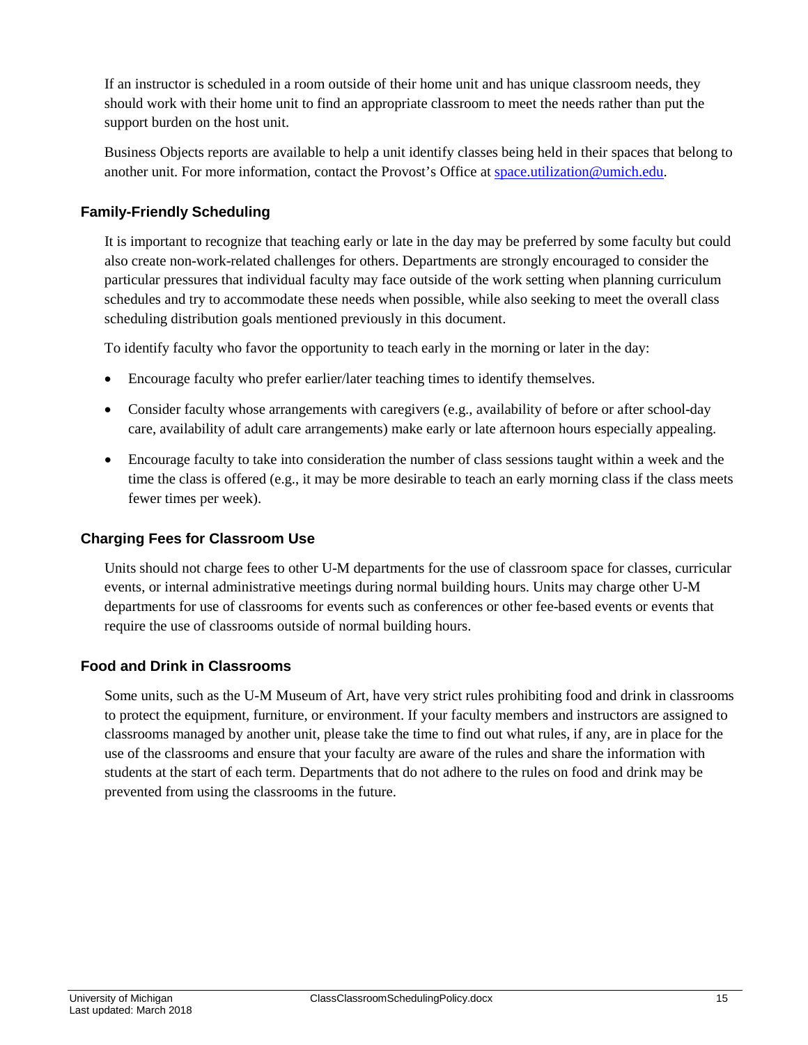If an instructor is scheduled in a room outside of their home unit and has unique classroom needs, they should work with their home unit to find an appropriate classroom to meet the needs rather than put the support burden on the host unit.

Business Objects reports are available to help a unit identify classes being held in their spaces that belong to another unit. For more information, contact the Provost's Office at [space.utilization@umich.edu](mailto:space.utilization@umich.edu).

### Family-Friendly Scheduling

It is important to recognize that teaching early or late in the day may be preferred by some faculty but could also create non-work-related challenges for others. Departments are strongly encouraged to consider the particular pressures that individual faculty may face outside of the work setting when planning curriculum schedules and try to accommodate these needs when possible, while also seeking to meet the overall class scheduling distribution goals mentioned previously in this document.

To identify faculty who favor the opportunity to teach early in the morning or later in the day:

- Encourage faculty who prefer earlier/later teaching times to identify themselves.
- Consider faculty whose arrangements with caregivers (e.g., availability of before or after school-day care, availability of adult care arrangements) make early or late afternoon hours especially appealing.
- Encourage faculty to take into consideration the number of class sessions taught within a week and the time the class is offered (e.g., it may be more desirable to teach an early morning class if the class meets fewer times per week).

### Charging Fees for Classroom Use

Units should not charge fees to other U-M departments for the use of classroom space for classes, curricular events, or internal administrative meetings during normal building hours. Units may charge other U-M departments for use of classrooms for events such as conferences or other fee-based events or events that require the use of classrooms outside of normal building hours.

### Food and Drink in Classrooms

Some units, such as the U-M Museum of Art, have very strict rules prohibiting food and drink in classrooms to protect the equipment, furniture, or environment. If your faculty members and instructors are assigned to classrooms managed by another unit, please take the time to find out what rules, if any, are in place for the use of the classrooms and ensure that your faculty are aware of the rules and share the information with students at the start of each term. Departments that do not adhere to the rules on food and drink may be prevented from using the classrooms in the future.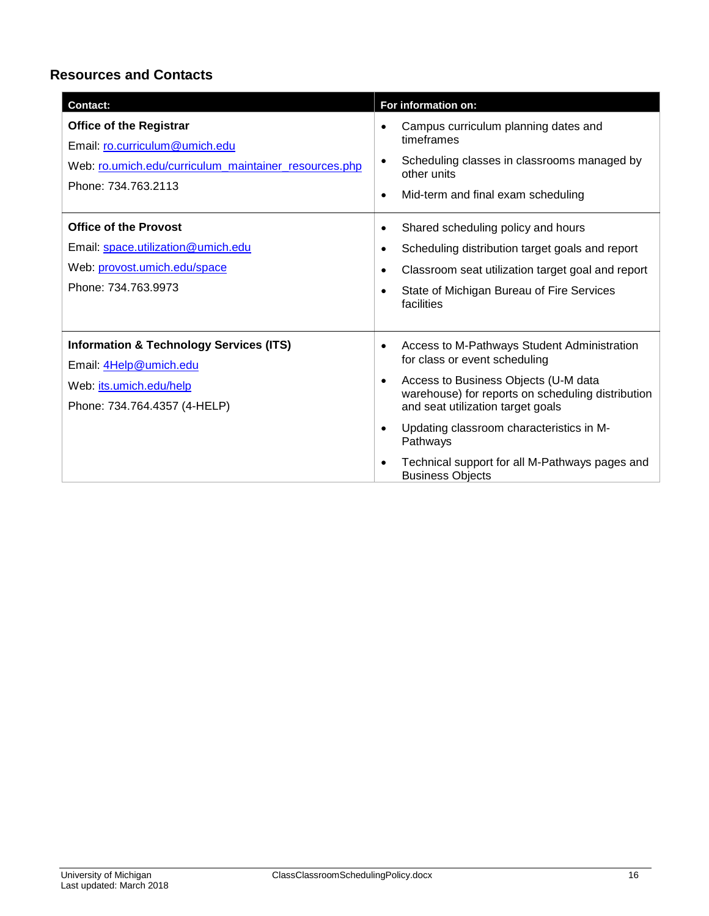## Resources and Contacts

| Contact: | For information on: |
|---|---|
| **Office of the Registrar**<br>Email: ro.curriculum@umich.edu<br>Web: ro.umich.edu/curriculum_maintainer_resources.php<br>Phone: 734.763.2113 | • Campus curriculum planning dates and timeframes<br>• Scheduling classes in classrooms managed by other units<br>• Mid-term and final exam scheduling |
| **Office of the Provost**<br>Email: space.utilization@umich.edu<br>Web: provost.umich.edu/space<br>Phone: 734.763.9973 | • Shared scheduling policy and hours<br>• Scheduling distribution target goals and report<br>• Classroom seat utilization target goal and report<br>• State of Michigan Bureau of Fire Services facilities |
| **Information & Technology Services (ITS)**<br>Email: 4Help@umich.edu<br>Web: its.umich.edu/help<br>Phone: 734.764.4357 (4-HELP) | • Access to M-Pathways Student Administration for class or event scheduling<br>• Access to Business Objects (U-M data warehouse) for reports on scheduling distribution and seat utilization target goals<br>• Updating classroom characteristics in M-Pathways<br>• Technical support for all M-Pathways pages and Business Objects |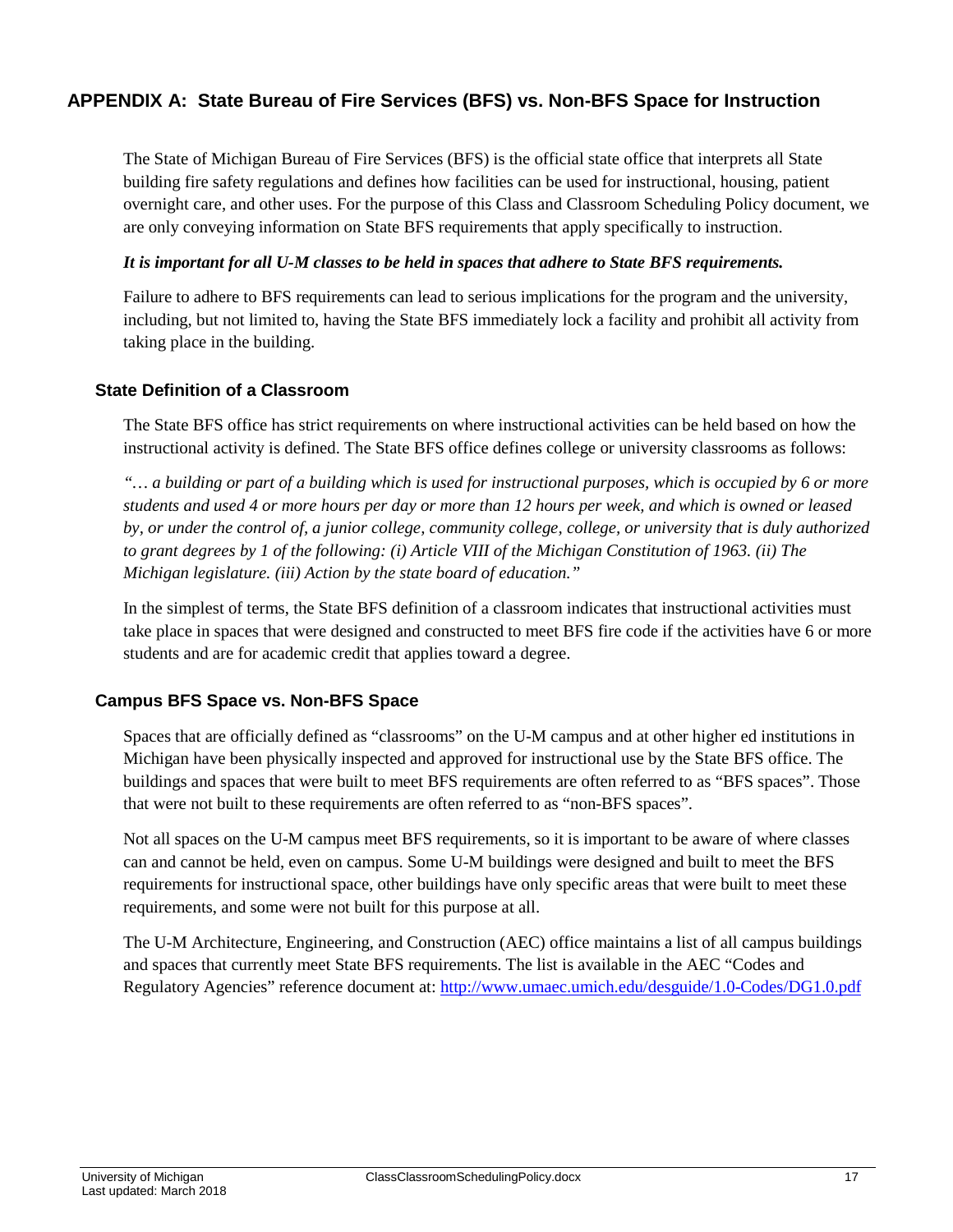## APPENDIX A: State Bureau of Fire Services (BFS) vs. Non-BFS Space for Instruction

The State of Michigan Bureau of Fire Services (BFS) is the official state office that interprets all State building fire safety regulations and defines how facilities can be used for instructional, housing, patient overnight care, and other uses. For the purpose of this Class and Classroom Scheduling Policy document, we are only conveying information on State BFS requirements that apply specifically to instruction.

***It is important for all U-M classes to be held in spaces that adhere to State BFS requirements.***

Failure to adhere to BFS requirements can lead to serious implications for the program and the university, including, but not limited to, having the State BFS immediately lock a facility and prohibit all activity from taking place in the building.

### State Definition of a Classroom

The State BFS office has strict requirements on where instructional activities can be held based on how the instructional activity is defined. The State BFS office defines college or university classrooms as follows:

*"… a building or part of a building which is used for instructional purposes, which is occupied by 6 or more students and used 4 or more hours per day or more than 12 hours per week, and which is owned or leased by, or under the control of, a junior college, community college, college, or university that is duly authorized to grant degrees by 1 of the following: (i) Article VIII of the Michigan Constitution of 1963. (ii) The Michigan legislature. (iii) Action by the state board of education."*

In the simplest of terms, the State BFS definition of a classroom indicates that instructional activities must take place in spaces that were designed and constructed to meet BFS fire code if the activities have 6 or more students and are for academic credit that applies toward a degree.

### Campus BFS Space vs. Non-BFS Space

Spaces that are officially defined as "classrooms" on the U-M campus and at other higher ed institutions in Michigan have been physically inspected and approved for instructional use by the State BFS office. The buildings and spaces that were built to meet BFS requirements are often referred to as "BFS spaces". Those that were not built to these requirements are often referred to as "non-BFS spaces".

Not all spaces on the U-M campus meet BFS requirements, so it is important to be aware of where classes can and cannot be held, even on campus. Some U-M buildings were designed and built to meet the BFS requirements for instructional space, other buildings have only specific areas that were built to meet these requirements, and some were not built for this purpose at all.

The U-M Architecture, Engineering, and Construction (AEC) office maintains a list of all campus buildings and spaces that currently meet State BFS requirements. The list is available in the AEC "Codes and Regulatory Agencies" reference document at: http://www.umaec.umich.edu/desguide/1.0-Codes/DG1.0.pdf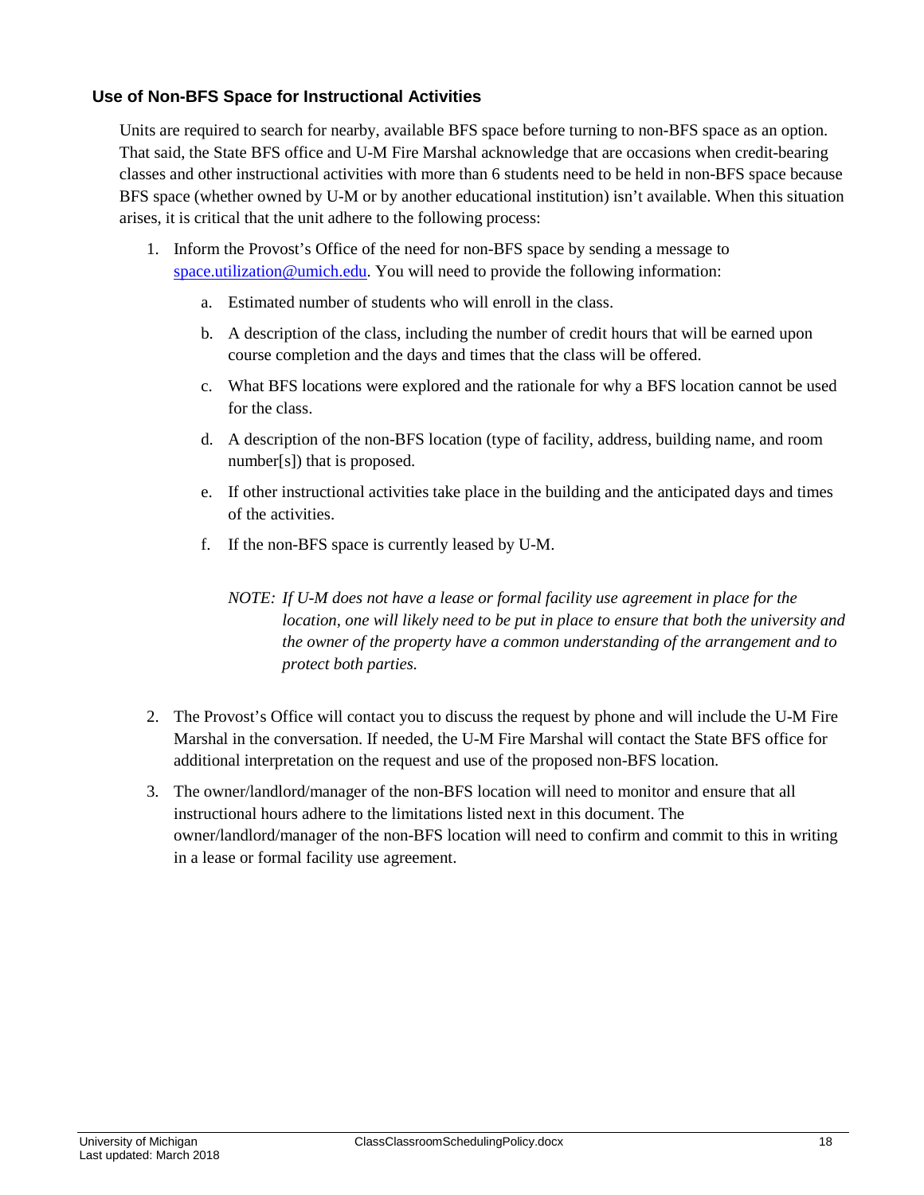### Use of Non-BFS Space for Instructional Activities

Units are required to search for nearby, available BFS space before turning to non-BFS space as an option. That said, the State BFS office and U-M Fire Marshal acknowledge that are occasions when credit-bearing classes and other instructional activities with more than 6 students need to be held in non-BFS space because BFS space (whether owned by U-M or by another educational institution) isn't available. When this situation arises, it is critical that the unit adhere to the following process:

1. Inform the Provost's Office of the need for non-BFS space by sending a message to space.utilization@umich.edu. You will need to provide the following information:

    a. Estimated number of students who will enroll in the class.

    b. A description of the class, including the number of credit hours that will be earned upon course completion and the days and times that the class will be offered.

    c. What BFS locations were explored and the rationale for why a BFS location cannot be used for the class.

    d. A description of the non-BFS location (type of facility, address, building name, and room number[s]) that is proposed.

    e. If other instructional activities take place in the building and the anticipated days and times of the activities.

    f. If the non-BFS space is currently leased by U-M.

    *NOTE: If U-M does not have a lease or formal facility use agreement in place for the location, one will likely need to be put in place to ensure that both the university and the owner of the property have a common understanding of the arrangement and to protect both parties.*

2. The Provost's Office will contact you to discuss the request by phone and will include the U-M Fire Marshal in the conversation. If needed, the U-M Fire Marshal will contact the State BFS office for additional interpretation on the request and use of the proposed non-BFS location.

3. The owner/landlord/manager of the non-BFS location will need to monitor and ensure that all instructional hours adhere to the limitations listed next in this document. The owner/landlord/manager of the non-BFS location will need to confirm and commit to this in writing in a lease or formal facility use agreement.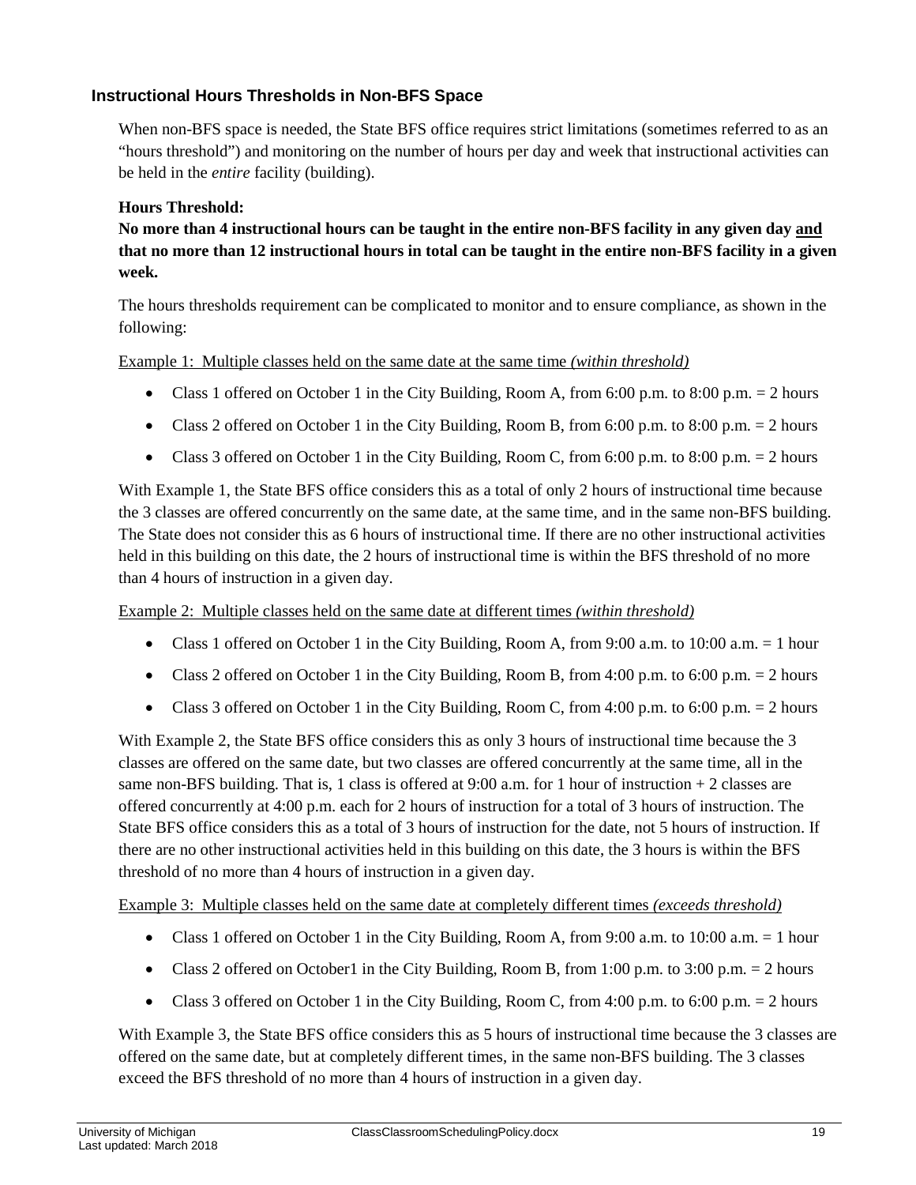### Instructional Hours Thresholds in Non-BFS Space

When non-BFS space is needed, the State BFS office requires strict limitations (sometimes referred to as an "hours threshold") and monitoring on the number of hours per day and week that instructional activities can be held in the *entire* facility (building).

**Hours Threshold:**
**No more than 4 instructional hours can be taught in the entire non-BFS facility in any given day <u>and</u> that no more than 12 instructional hours in total can be taught in the entire non-BFS facility in a given week.**

The hours thresholds requirement can be complicated to monitor and to ensure compliance, as shown in the following:

<u>Example 1: Multiple classes held on the same date at the same time *(within threshold)*</u>

- Class 1 offered on October 1 in the City Building, Room A, from 6:00 p.m. to 8:00 p.m. = 2 hours
- Class 2 offered on October 1 in the City Building, Room B, from 6:00 p.m. to 8:00 p.m. = 2 hours
- Class 3 offered on October 1 in the City Building, Room C, from 6:00 p.m. to 8:00 p.m. = 2 hours

With Example 1, the State BFS office considers this as a total of only 2 hours of instructional time because the 3 classes are offered concurrently on the same date, at the same time, and in the same non-BFS building. The State does not consider this as 6 hours of instructional time. If there are no other instructional activities held in this building on this date, the 2 hours of instructional time is within the BFS threshold of no more than 4 hours of instruction in a given day.

<u>Example 2: Multiple classes held on the same date at different times *(within threshold)*</u>

- Class 1 offered on October 1 in the City Building, Room A, from 9:00 a.m. to 10:00 a.m. = 1 hour
- Class 2 offered on October 1 in the City Building, Room B, from 4:00 p.m. to 6:00 p.m. = 2 hours
- Class 3 offered on October 1 in the City Building, Room C, from 4:00 p.m. to 6:00 p.m. = 2 hours

With Example 2, the State BFS office considers this as only 3 hours of instructional time because the 3 classes are offered on the same date, but two classes are offered concurrently at the same time, all in the same non-BFS building. That is, 1 class is offered at 9:00 a.m. for 1 hour of instruction + 2 classes are offered concurrently at 4:00 p.m. each for 2 hours of instruction for a total of 3 hours of instruction. The State BFS office considers this as a total of 3 hours of instruction for the date, not 5 hours of instruction. If there are no other instructional activities held in this building on this date, the 3 hours is within the BFS threshold of no more than 4 hours of instruction in a given day.

<u>Example 3: Multiple classes held on the same date at completely different times *(exceeds threshold)*</u>

- Class 1 offered on October 1 in the City Building, Room A, from 9:00 a.m. to 10:00 a.m. = 1 hour
- Class 2 offered on October1 in the City Building, Room B, from 1:00 p.m. to 3:00 p.m. = 2 hours
- Class 3 offered on October 1 in the City Building, Room C, from 4:00 p.m. to 6:00 p.m. = 2 hours

With Example 3, the State BFS office considers this as 5 hours of instructional time because the 3 classes are offered on the same date, but at completely different times, in the same non-BFS building. The 3 classes exceed the BFS threshold of no more than 4 hours of instruction in a given day.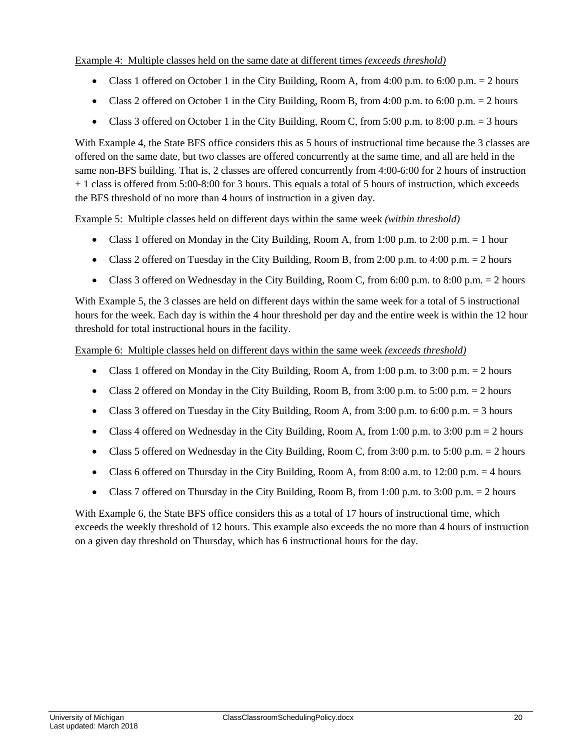Example 4: Multiple classes held on the same date at different times *(exceeds threshold)*

- Class 1 offered on October 1 in the City Building, Room A, from 4:00 p.m. to 6:00 p.m. = 2 hours
- Class 2 offered on October 1 in the City Building, Room B, from 4:00 p.m. to 6:00 p.m. = 2 hours
- Class 3 offered on October 1 in the City Building, Room C, from 5:00 p.m. to 8:00 p.m. = 3 hours

With Example 4, the State BFS office considers this as 5 hours of instructional time because the 3 classes are offered on the same date, but two classes are offered concurrently at the same time, and all are held in the same non-BFS building. That is, 2 classes are offered concurrently from 4:00-6:00 for 2 hours of instruction + 1 class is offered from 5:00-8:00 for 3 hours. This equals a total of 5 hours of instruction, which exceeds the BFS threshold of no more than 4 hours of instruction in a given day.

Example 5: Multiple classes held on different days within the same week *(within threshold)*

- Class 1 offered on Monday in the City Building, Room A, from 1:00 p.m. to 2:00 p.m. = 1 hour
- Class 2 offered on Tuesday in the City Building, Room B, from 2:00 p.m. to 4:00 p.m. = 2 hours
- Class 3 offered on Wednesday in the City Building, Room C, from 6:00 p.m. to 8:00 p.m. = 2 hours

With Example 5, the 3 classes are held on different days within the same week for a total of 5 instructional hours for the week. Each day is within the 4 hour threshold per day and the entire week is within the 12 hour threshold for total instructional hours in the facility.

Example 6: Multiple classes held on different days within the same week *(exceeds threshold)*

- Class 1 offered on Monday in the City Building, Room A, from 1:00 p.m. to 3:00 p.m. = 2 hours
- Class 2 offered on Monday in the City Building, Room B, from 3:00 p.m. to 5:00 p.m. = 2 hours
- Class 3 offered on Tuesday in the City Building, Room A, from 3:00 p.m. to 6:00 p.m. = 3 hours
- Class 4 offered on Wednesday in the City Building, Room A, from 1:00 p.m. to 3:00 p.m = 2 hours
- Class 5 offered on Wednesday in the City Building, Room C, from 3:00 p.m. to 5:00 p.m. = 2 hours
- Class 6 offered on Thursday in the City Building, Room A, from 8:00 a.m. to 12:00 p.m. = 4 hours
- Class 7 offered on Thursday in the City Building, Room B, from 1:00 p.m. to 3:00 p.m. = 2 hours

With Example 6, the State BFS office considers this as a total of 17 hours of instructional time, which exceeds the weekly threshold of 12 hours. This example also exceeds the no more than 4 hours of instruction on a given day threshold on Thursday, which has 6 instructional hours for the day.